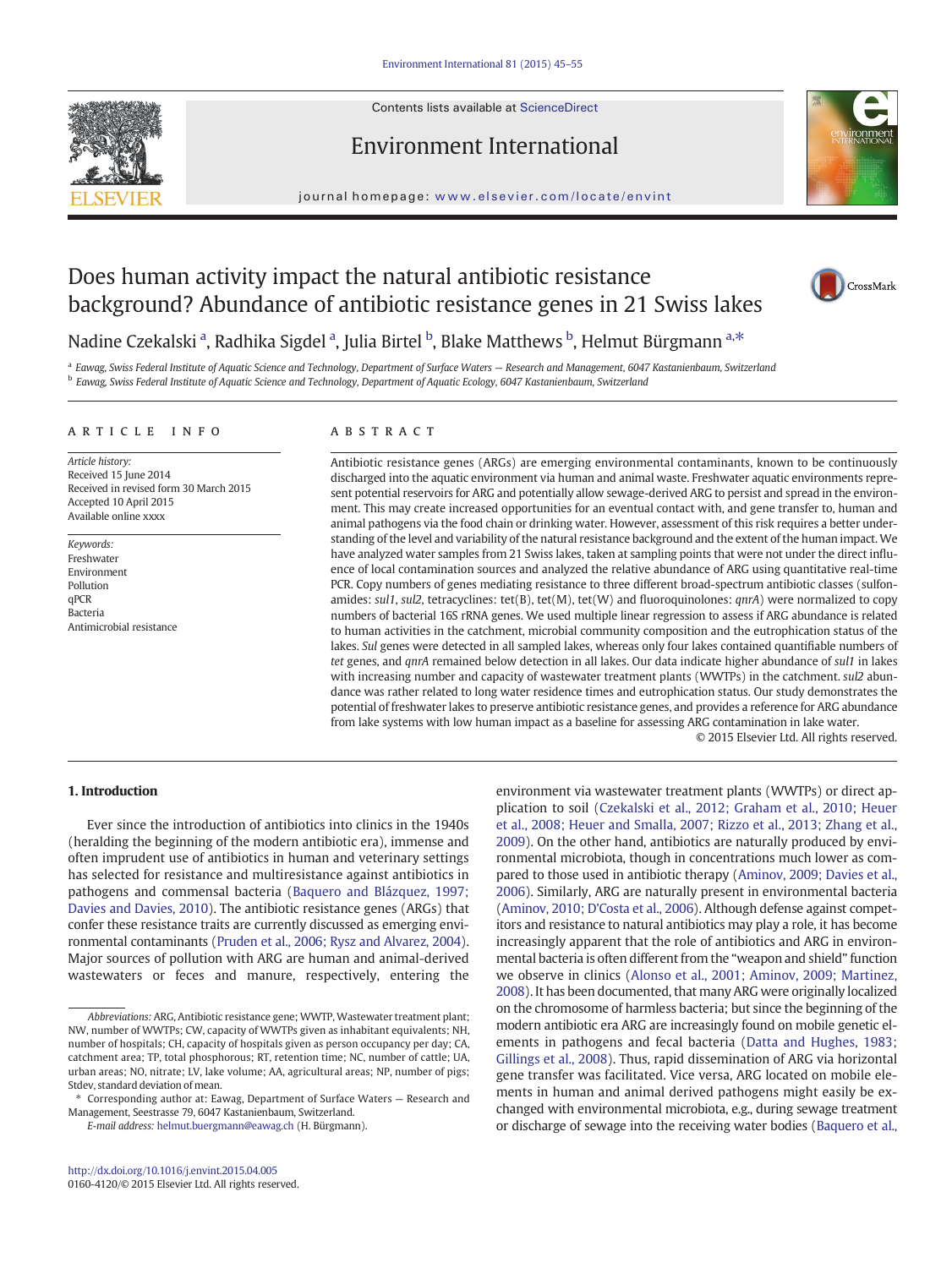# Does human activity impact the natural antibiotic resistance background? Abundance of antibiotic resistance genes in 21 Swiss lakes

Nadine Czekalski [a], Radhika Sigdel [a], Julia Birtel [b], Blake Matthews [b], Helmut Bürgmann [a,*]

[a] Eawag, Swiss Federal Institute of Aquatic Science and Technology, Department of Surface Waters — Research and Management, 6047 Kastanienbaum, Switzerland
[b] Eawag, Swiss Federal Institute of Aquatic Science and Technology, Department of Aquatic Ecology, 6047 Kastanienbaum, Switzerland

## ARTICLE INFO

*Article history:*
Received 15 June 2014
Received in revised form 30 March 2015
Accepted 10 April 2015
Available online xxxx

*Keywords:*
Freshwater
Environment
Pollution
qPCR
Bacteria
Antimicrobial resistance

## ABSTRACT

Antibiotic resistance genes (ARGs) are emerging environmental contaminants, known to be continuously discharged into the aquatic environment via human and animal waste. Freshwater aquatic environments represent potential reservoirs for ARG and potentially allow sewage-derived ARG to persist and spread in the environment. This may create increased opportunities for an eventual contact with, and gene transfer to, human and animal pathogens via the food chain or drinking water. However, assessment of this risk requires a better understanding of the level and variability of the natural resistance background and the extent of the human impact. We have analyzed water samples from 21 Swiss lakes, taken at sampling points that were not under the direct influence of local contamination sources and analyzed the relative abundance of ARG using quantitative real-time PCR. Copy numbers of genes mediating resistance to three different broad-spectrum antibiotic classes (sulfonamides: *sul1*, *sul2*, tetracyclines: tet(B), tet(M), tet(W) and fluoroquinolones: *qnrA*) were normalized to copy numbers of bacterial 16S rRNA genes. We used multiple linear regression to assess if ARG abundance is related to human activities in the catchment, microbial community composition and the eutrophication status of the lakes. *Sul* genes were detected in all sampled lakes, whereas only four lakes contained quantifiable numbers of *tet* genes, and *qnrA* remained below detection in all lakes. Our data indicate higher abundance of *sul1* in lakes with increasing number and capacity of wastewater treatment plants (WWTPs) in the catchment. *sul2* abundance was rather related to long water residence times and eutrophication status. Our study demonstrates the potential of freshwater lakes to preserve antibiotic resistance genes, and provides a reference for ARG abundance from lake systems with low human impact as a baseline for assessing ARG contamination in lake water.

© 2015 Elsevier Ltd. All rights reserved.

## 1. Introduction

Ever since the introduction of antibiotics into clinics in the 1940s (heralding the beginning of the modern antibiotic era), immense and often imprudent use of antibiotics in human and veterinary settings has selected for resistance and multiresistance against antibiotics in pathogens and commensal bacteria (Baquero and Blázquez, 1997; Davies and Davies, 2010). The antibiotic resistance genes (ARGs) that confer these resistance traits are currently discussed as emerging environmental contaminants (Pruden et al., 2006; Rysz and Alvarez, 2004). Major sources of pollution with ARG are human and animal-derived wastewaters or feces and manure, respectively, entering the environment via wastewater treatment plants (WWTPs) or direct application to soil (Czekalski et al., 2012; Graham et al., 2010; Heuer et al., 2008; Heuer and Smalla, 2007; Rizzo et al., 2013; Zhang et al., 2009). On the other hand, antibiotics are naturally produced by environmental microbiota, though in concentrations much lower as compared to those used in antibiotic therapy (Aminov, 2009; Davies et al., 2006). Similarly, ARG are naturally present in environmental bacteria (Aminov, 2010; D'Costa et al., 2006). Although defense against competitors and resistance to natural antibiotics may play a role, it has become increasingly apparent that the role of antibiotics and ARG in environmental bacteria is often different from the "weapon and shield" function we observe in clinics (Alonso et al., 2001; Aminov, 2009; Martinez, 2008). It has been documented, that many ARG were originally localized on the chromosome of harmless bacteria; but since the beginning of the modern antibiotic era ARG are increasingly found on mobile genetic elements in pathogens and fecal bacteria (Datta and Hughes, 1983; Gillings et al., 2008). Thus, rapid dissemination of ARG via horizontal gene transfer was facilitated. Vice versa, ARG located on mobile elements in human and animal derived pathogens might easily be exchanged with environmental microbiota, e.g., during sewage treatment or discharge of sewage into the receiving water bodies (Baquero et al.,

---

*Abbreviations:* ARG, Antibiotic resistance gene; WWTP, Wastewater treatment plant; NW, number of WWTPs; CW, capacity of WWTPs given as inhabitant equivalents; NH, number of hospitals; CH, capacity of hospitals given as person occupancy per day; CA, catchment area; TP, total phosphorous; RT, retention time; NC, number of cattle; UA, urban areas; NO, nitrate; LV, lake volume; AA, agricultural areas; NP, number of pigs; Stdev, standard deviation of mean.

* Corresponding author at: Eawag, Department of Surface Waters — Research and Management, Seestrasse 79, 6047 Kastanienbaum, Switzerland.
*E-mail address:* helmut.buergmann@eawag.ch (H. Bürgmann).

http://dx.doi.org/10.1016/j.envint.2015.04.005
0160-4120/© 2015 Elsevier Ltd. All rights reserved.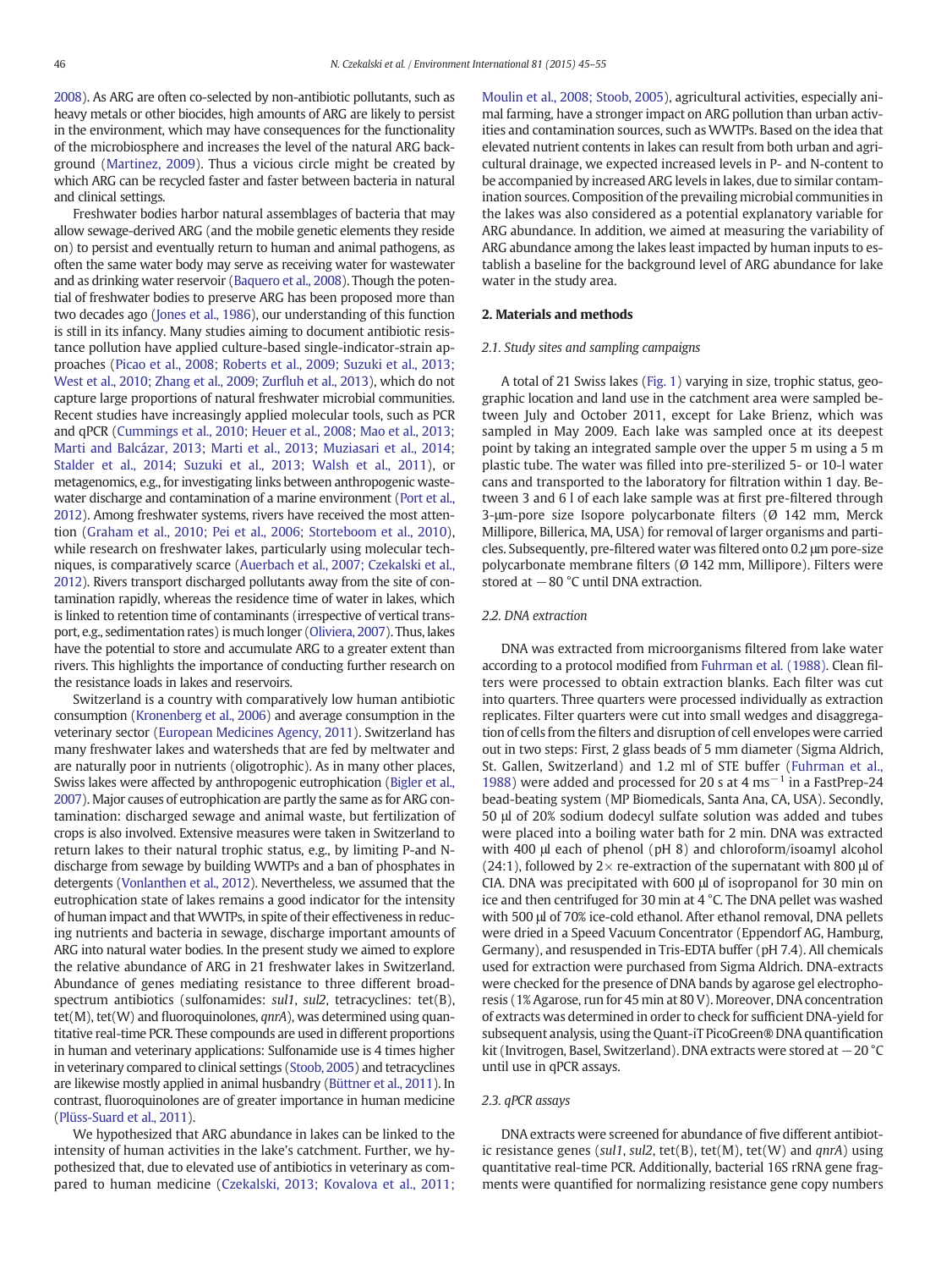2008). As ARG are often co-selected by non-antibiotic pollutants, such as heavy metals or other biocides, high amounts of ARG are likely to persist in the environment, which may have consequences for the functionality of the microbiosphere and increases the level of the natural ARG background (Martinez, 2009). Thus a vicious circle might be created by which ARG can be recycled faster and faster between bacteria in natural and clinical settings.

Freshwater bodies harbor natural assemblages of bacteria that may allow sewage-derived ARG (and the mobile genetic elements they reside on) to persist and eventually return to human and animal pathogens, as often the same water body may serve as receiving water for wastewater and as drinking water reservoir (Baquero et al., 2008). Though the potential of freshwater bodies to preserve ARG has been proposed more than two decades ago (Jones et al., 1986), our understanding of this function is still in its infancy. Many studies aiming to document antibiotic resistance pollution have applied culture-based single-indicator-strain approaches (Picao et al., 2008; Roberts et al., 2009; Suzuki et al., 2013; West et al., 2010; Zhang et al., 2009; Zurfluh et al., 2013), which do not capture large proportions of natural freshwater microbial communities. Recent studies have increasingly applied molecular tools, such as PCR and qPCR (Cummings et al., 2010; Heuer et al., 2008; Mao et al., 2013; Marti and Balcázar, 2013; Marti et al., 2013; Muziasari et al., 2014; Stalder et al., 2014; Suzuki et al., 2013; Walsh et al., 2011), or metagenomics, e.g., for investigating links between anthropogenic wastewater discharge and contamination of a marine environment (Port et al., 2012). Among freshwater systems, rivers have received the most attention (Graham et al., 2010; Pei et al., 2006; Storteboom et al., 2010), while research on freshwater lakes, particularly using molecular techniques, is comparatively scarce (Auerbach et al., 2007; Czekalski et al., 2012). Rivers transport discharged pollutants away from the site of contamination rapidly, whereas the residence time of water in lakes, which is linked to retention time of contaminants (irrespective of vertical transport, e.g., sedimentation rates) is much longer (Oliviera, 2007). Thus, lakes have the potential to store and accumulate ARG to a greater extent than rivers. This highlights the importance of conducting further research on the resistance loads in lakes and reservoirs.

Switzerland is a country with comparatively low human antibiotic consumption (Kronenberg et al., 2006) and average consumption in the veterinary sector (European Medicines Agency, 2011). Switzerland has many freshwater lakes and watersheds that are fed by meltwater and are naturally poor in nutrients (oligotrophic). As in many other places, Swiss lakes were affected by anthropogenic eutrophication (Bigler et al., 2007). Major causes of eutrophication are partly the same as for ARG contamination: discharged sewage and animal waste, but fertilization of crops is also involved. Extensive measures were taken in Switzerland to return lakes to their natural trophic status, e.g., by limiting P-and N-discharge from sewage by building WWTPs and a ban of phosphates in detergents (Vonlanthen et al., 2012). Nevertheless, we assumed that the eutrophication state of lakes remains a good indicator for the intensity of human impact and that WWTPs, in spite of their effectiveness in reducing nutrients and bacteria in sewage, discharge important amounts of ARG into natural water bodies. In the present study we aimed to explore the relative abundance of ARG in 21 freshwater lakes in Switzerland. Abundance of genes mediating resistance to three different broad-spectrum antibiotics (sulfonamides: *sul1*, *sul2*, tetracyclines: tet(B), tet(M), tet(W) and fluoroquinolones, *qnrA*), was determined using quantitative real-time PCR. These compounds are used in different proportions in human and veterinary applications: Sulfonamide use is 4 times higher in veterinary compared to clinical settings (Stoob, 2005) and tetracyclines are likewise mostly applied in animal husbandry (Büttner et al., 2011). In contrast, fluoroquinolones are of greater importance in human medicine (Plüss-Suard et al., 2011).

We hypothesized that ARG abundance in lakes can be linked to the intensity of human activities in the lake's catchment. Further, we hypothesized that, due to elevated use of antibiotics in veterinary as compared to human medicine (Czekalski, 2013; Kovalova et al., 2011; Moulin et al., 2008; Stoob, 2005), agricultural activities, especially animal farming, have a stronger impact on ARG pollution than urban activities and contamination sources, such as WWTPs. Based on the idea that elevated nutrient contents in lakes can result from both urban and agricultural drainage, we expected increased levels in P- and N-content to be accompanied by increased ARG levels in lakes, due to similar contamination sources. Composition of the prevailing microbial communities in the lakes was also considered as a potential explanatory variable for ARG abundance. In addition, we aimed at measuring the variability of ARG abundance among the lakes least impacted by human inputs to establish a baseline for the background level of ARG abundance for lake water in the study area.

## 2. Materials and methods

### 2.1. Study sites and sampling campaigns

A total of 21 Swiss lakes (Fig. 1) varying in size, trophic status, geographic location and land use in the catchment area were sampled between July and October 2011, except for Lake Brienz, which was sampled in May 2009. Each lake was sampled once at its deepest point by taking an integrated sample over the upper 5 m using a 5 m plastic tube. The water was filled into pre-sterilized 5- or 10-l water cans and transported to the laboratory for filtration within 1 day. Between 3 and 6 l of each lake sample was at first pre-filtered through 3-μm-pore size Isopore polycarbonate filters (Ø 142 mm, Merck Millipore, Billerica, MA, USA) for removal of larger organisms and particles. Subsequently, pre-filtered water was filtered onto 0.2 μm pore-size polycarbonate membrane filters (Ø 142 mm, Millipore). Filters were stored at −80 °C until DNA extraction.

### 2.2. DNA extraction

DNA was extracted from microorganisms filtered from lake water according to a protocol modified from Fuhrman et al. (1988). Clean filters were processed to obtain extraction blanks. Each filter was cut into quarters. Three quarters were processed individually as extraction replicates. Filter quarters were cut into small wedges and disaggregation of cells from the filters and disruption of cell envelopes were carried out in two steps: First, 2 glass beads of 5 mm diameter (Sigma Aldrich, St. Gallen, Switzerland) and 1.2 ml of STE buffer (Fuhrman et al., 1988) were added and processed for 20 s at 4 $ms^{-1}$ in a FastPrep-24 bead-beating system (MP Biomedicals, Santa Ana, CA, USA). Secondly, 50 μl of 20% sodium dodecyl sulfate solution was added and tubes were placed into a boiling water bath for 2 min. DNA was extracted with 400 μl each of phenol (pH 8) and chloroform/isoamyl alcohol (24:1), followed by 2× re-extraction of the supernatant with 800 μl of CIA. DNA was precipitated with 600 μl of isopropanol for 30 min on ice and then centrifuged for 30 min at 4 °C. The DNA pellet was washed with 500 μl of 70% ice-cold ethanol. After ethanol removal, DNA pellets were dried in a Speed Vacuum Concentrator (Eppendorf AG, Hamburg, Germany), and resuspended in Tris-EDTA buffer (pH 7.4). All chemicals used for extraction were purchased from Sigma Aldrich. DNA-extracts were checked for the presence of DNA bands by agarose gel electrophoresis (1% Agarose, run for 45 min at 80 V). Moreover, DNA concentration of extracts was determined in order to check for sufficient DNA-yield for subsequent analysis, using the Quant-iT PicoGreen® DNA quantification kit (Invitrogen, Basel, Switzerland). DNA extracts were stored at −20 °C until use in qPCR assays.

### 2.3. qPCR assays

DNA extracts were screened for abundance of five different antibiotic resistance genes (*sul1*, *sul2*, tet(B), tet(M), tet(W) and *qnrA*) using quantitative real-time PCR. Additionally, bacterial 16S rRNA gene fragments were quantified for normalizing resistance gene copy numbers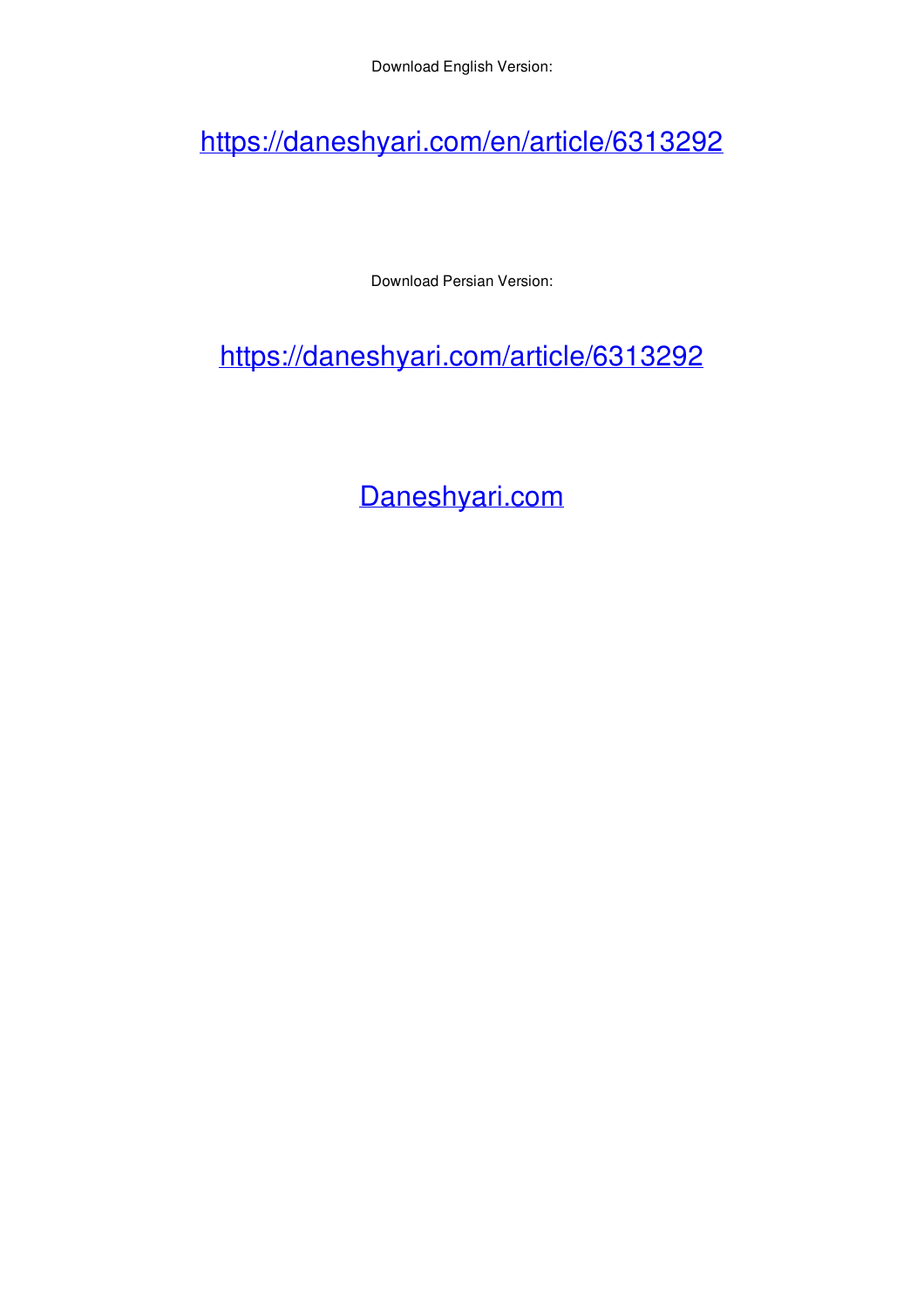Download English Version:

https://daneshyari.com/en/article/6313292

Download Persian Version:

https://daneshyari.com/article/6313292

Daneshyari.com